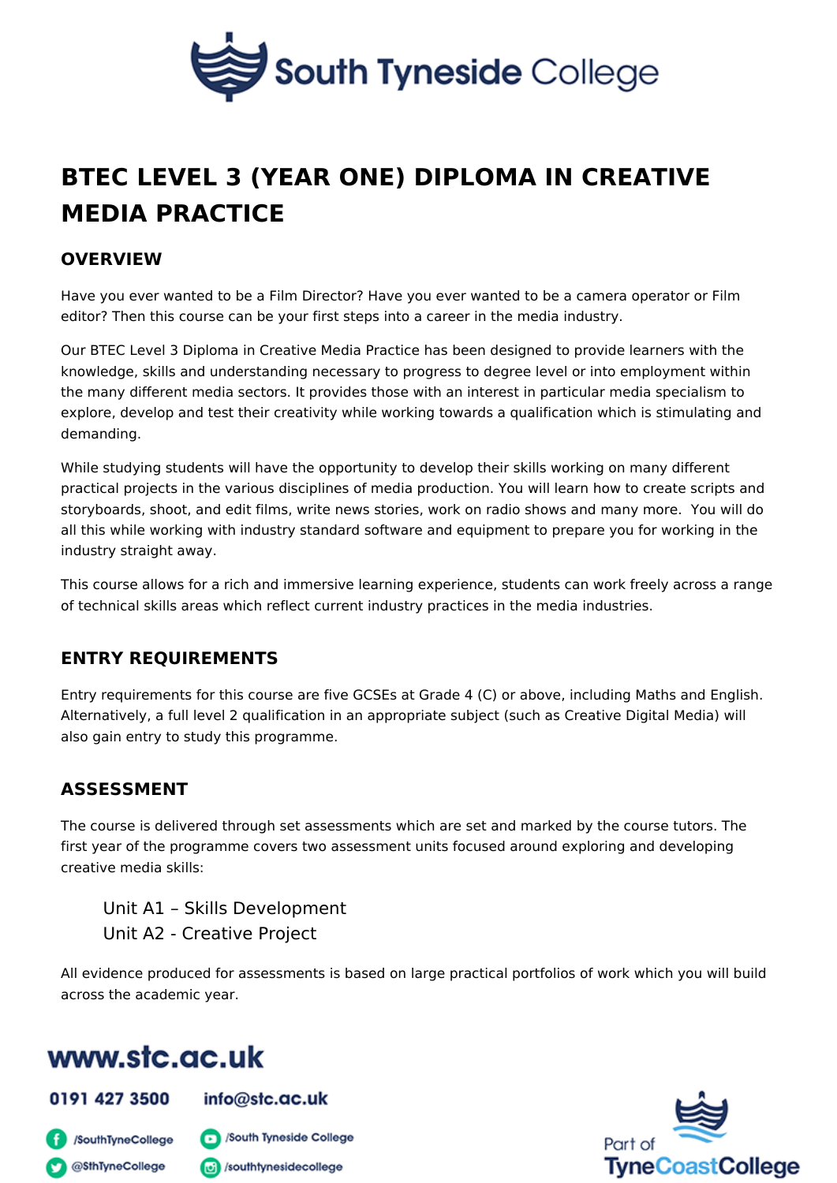# BTEC LEVEL 3 (YEAR ONE) DIPLOMA IN CREATIVE MEDIA PRACTICE

## OVERVIEW

Have you ever wanted to be a Film Director? Have you ever wanted to be a camera operator or Film editor? Then this course can be your first steps into a career in the media industry.

Our BTEC Level 3 Diploma in Creative Media Practice has been designed to provide learners with the knowledge, skills and understanding necessary to progress to degree level or into employment within the many different media sectors. It provides those with an interest in particular media specialism to explore, develop and test their creativity while working towards a qualification which is stimulating and demanding.

While studying students will have the opportunity to develop their skills working on many different practical projects in the various disciplines of media production. You will learn how to create scripts and storyboards, shoot, and edit films, write news stories, work on radio shows and many more. You will do all this while working with industry standard software and equipment to prepare you for working in the industry straight away.

This course allows for a rich and immersive learning experience, students can work freely across a range of technical skills areas which reflect current industry practices in the media industries.

## ENTRY REQUIREMENTS

Entry requirements for this course are five GCSEs at Grade 4 (C) or above, including Maths and English. Alternatively, a full level 2 qualification in an appropriate subject (such as Creative Digital Media) will also gain entry to study this programme.

## ASSESSMENT

The course is delivered through set assessments which are set and marked by the course tutors. The first year of the programme covers two assessment units focused around exploring and developing creative media skills:

Unit A1 – Skills Development
Unit A2 - Creative Project

All evidence produced for assessments is based on large practical portfolios of work which you will build across the academic year.

**www.stc.ac.uk**

0191 427 3500 info@stc.ac.uk

/SouthTyneCollege /South Tyneside College
@SthTyneCollege /southtynesidecollege

Part of TyneCoastCollege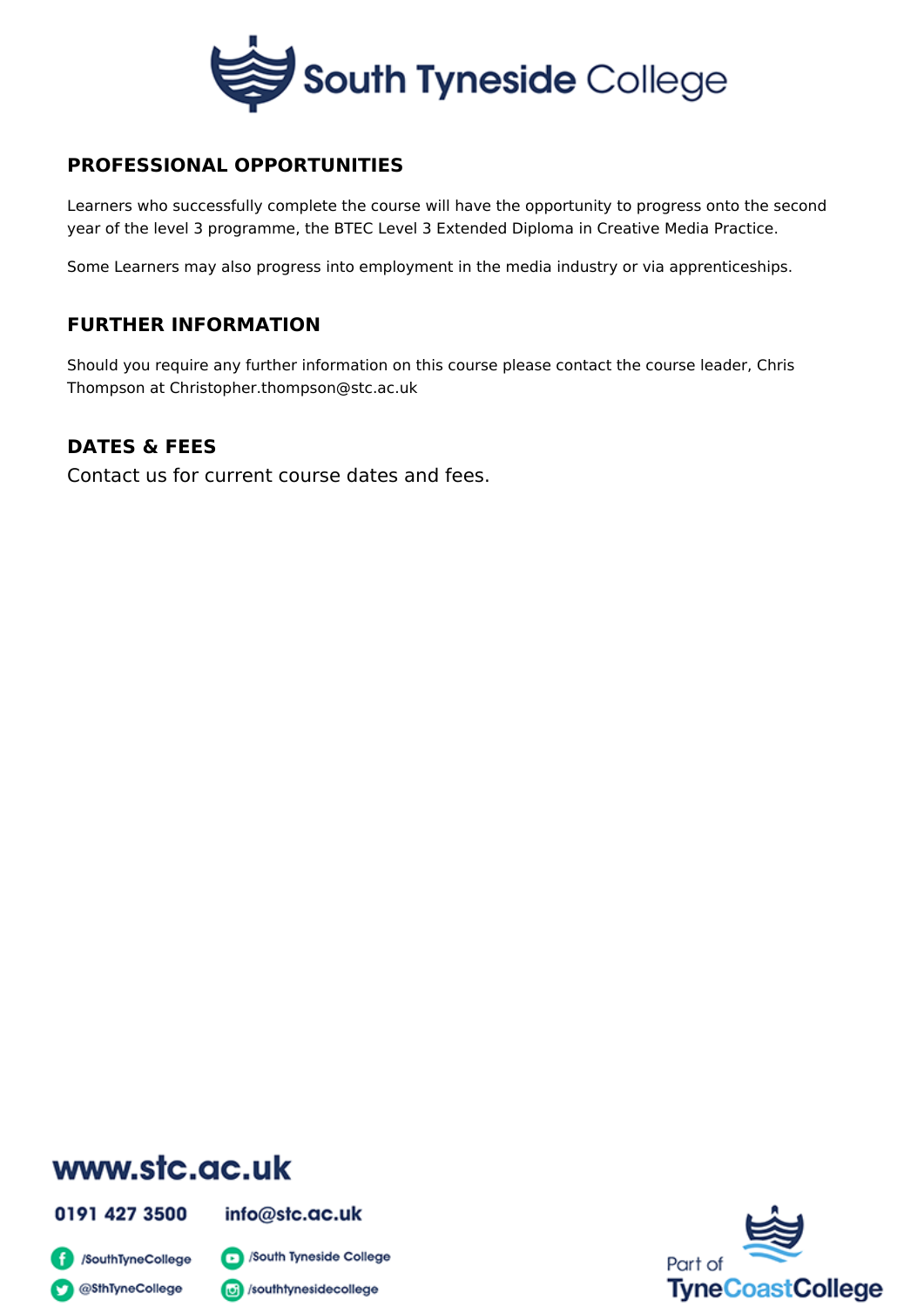## PROFESSIONAL OPPORTUNITIES

Learners who successfully complete the course will have the opportunity to progress onto the second year of the level 3 programme, the BTEC Level 3 Extended Diploma in Creative Media Practice.

Some Learners may also progress into employment in the media industry or via apprenticeships.

## FURTHER INFORMATION

Should you require any further information on this course please contact the course leader, Chris Thompson at Christopher.thompson@stc.ac.uk

## DATES & FEES

Contact us for current course dates and fees.

www.stc.ac.uk

0191 427 3500 info@stc.ac.uk

/SouthTyneCollege /South Tyneside College

@SthTyneCollege /southtynesidecollege

Part of TyneCoastCollege